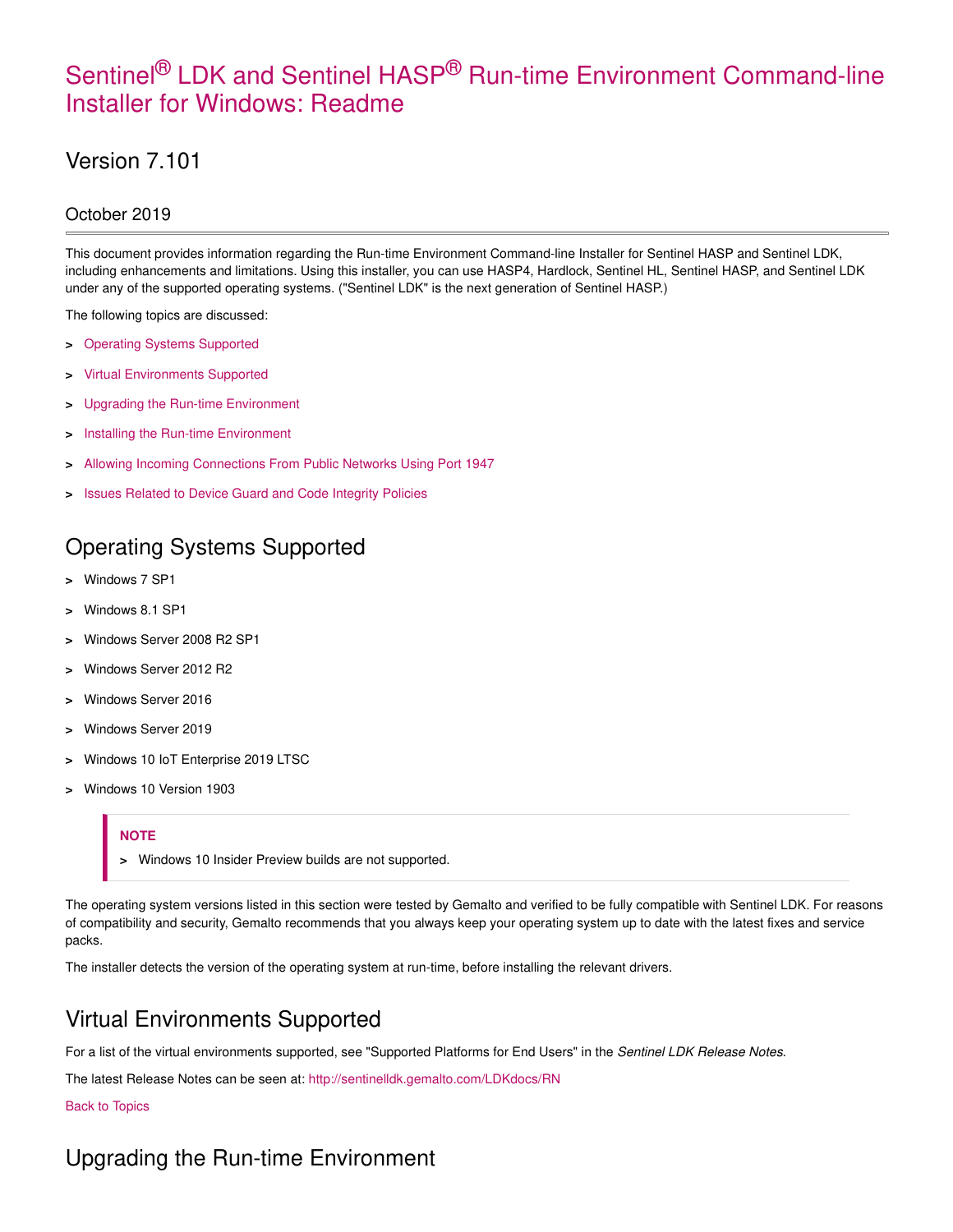# Sentinel® LDK and Sentinel HASP® Run-time Environment Command-line Installer for Windows: Readme

## Version 7.101

### October 2019

This document provides information regarding the Run-time Environment Command-line Installer for Sentinel HASP and Sentinel LDK, including enhancements and limitations. Using this installer, you can use HASP4, Hardlock, Sentinel HL, Sentinel HASP, and Sentinel LDK under any of the supported operating systems. ("Sentinel LDK" is the next generation of Sentinel HASP.)

The following topics are discussed:

- Operating Systems Supported
- Virtual Environments Supported
- Upgrading the Run-time Environment
- Installing the Run-time Environment
- Allowing Incoming Connections From Public Networks Using Port 1947
- Issues Related to Device Guard and Code Integrity Policies

## Operating Systems Supported

- Windows 7 SP1
- Windows 8.1 SP1
- Windows Server 2008 R2 SP1
- Windows Server 2012 R2
- Windows Server 2016
- Windows Server 2019
- Windows 10 IoT Enterprise 2019 LTSC
- Windows 10 Version 1903

> **NOTE**
>
> - Windows 10 Insider Preview builds are not supported.

The operating system versions listed in this section were tested by Gemalto and verified to be fully compatible with Sentinel LDK. For reasons of compatibility and security, Gemalto recommends that you always keep your operating system up to date with the latest fixes and service packs.

The installer detects the version of the operating system at run-time, before installing the relevant drivers.

## Virtual Environments Supported

For a list of the virtual environments supported, see "Supported Platforms for End Users" in the *Sentinel LDK Release Notes*.

The latest Release Notes can be seen at: http://sentinelldk.gemalto.com/LDKdocs/RN

Back to Topics

## Upgrading the Run-time Environment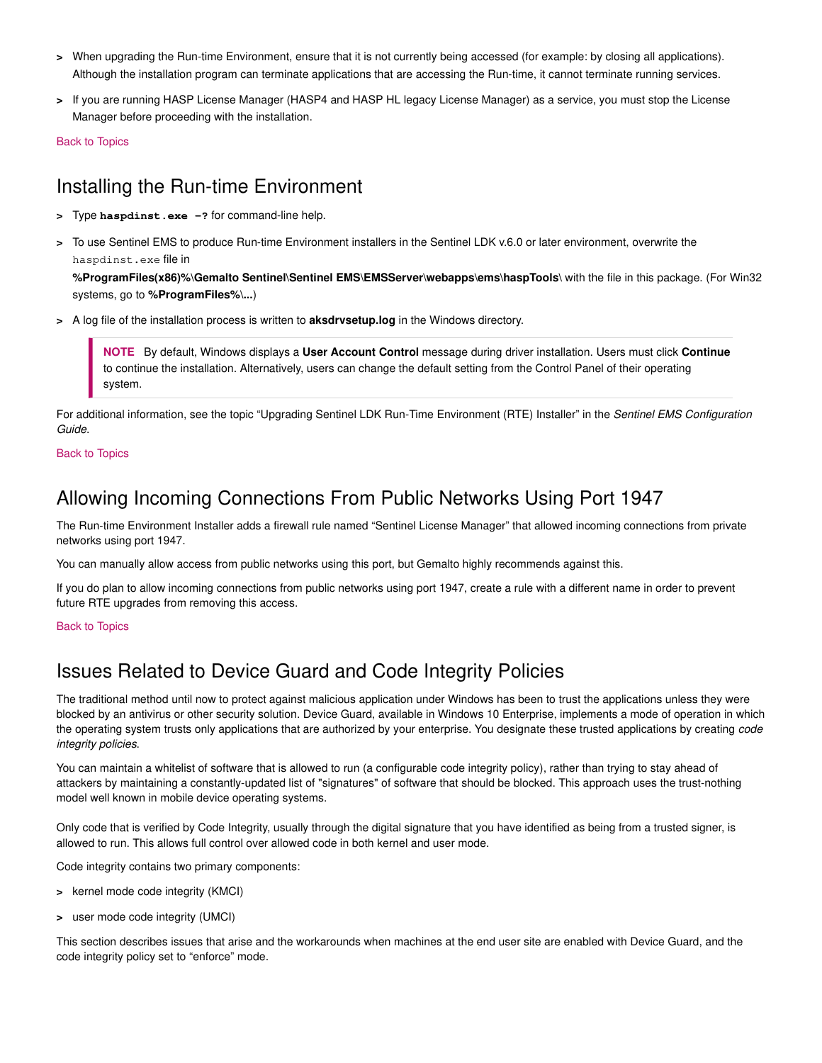- When upgrading the Run-time Environment, ensure that it is not currently being accessed (for example: by closing all applications). Although the installation program can terminate applications that are accessing the Run-time, it cannot terminate running services.
- If you are running HASP License Manager (HASP4 and HASP HL legacy License Manager) as a service, you must stop the License Manager before proceeding with the installation.

Back to Topics

## Installing the Run-time Environment

- Type **`haspdinst.exe -?`** for command-line help.
- To use Sentinel EMS to produce Run-time Environment installers in the Sentinel LDK v.6.0 or later environment, overwrite the `haspdinst.exe` file in **%ProgramFiles(x86)%\Gemalto Sentinel\Sentinel EMS\EMSServer\webapps\ems\haspTools\** with the file in this package. (For Win32 systems, go to **%ProgramFiles%\...**)
- A log file of the installation process is written to **aksdrvsetup.log** in the Windows directory.

> **NOTE** By default, Windows displays a **User Account Control** message during driver installation. Users must click **Continue** to continue the installation. Alternatively, users can change the default setting from the Control Panel of their operating system.

For additional information, see the topic "Upgrading Sentinel LDK Run-Time Environment (RTE) Installer" in the *Sentinel EMS Configuration Guide*.

Back to Topics

## Allowing Incoming Connections From Public Networks Using Port 1947

The Run-time Environment Installer adds a firewall rule named "Sentinel License Manager" that allowed incoming connections from private networks using port 1947.

You can manually allow access from public networks using this port, but Gemalto highly recommends against this.

If you do plan to allow incoming connections from public networks using port 1947, create a rule with a different name in order to prevent future RTE upgrades from removing this access.

Back to Topics

## Issues Related to Device Guard and Code Integrity Policies

The traditional method until now to protect against malicious application under Windows has been to trust the applications unless they were blocked by an antivirus or other security solution. Device Guard, available in Windows 10 Enterprise, implements a mode of operation in which the operating system trusts only applications that are authorized by your enterprise. You designate these trusted applications by creating *code integrity policies*.

You can maintain a whitelist of software that is allowed to run (a configurable code integrity policy), rather than trying to stay ahead of attackers by maintaining a constantly-updated list of "signatures" of software that should be blocked. This approach uses the trust-nothing model well known in mobile device operating systems.

Only code that is verified by Code Integrity, usually through the digital signature that you have identified as being from a trusted signer, is allowed to run. This allows full control over allowed code in both kernel and user mode.

Code integrity contains two primary components:

- kernel mode code integrity (KMCI)
- user mode code integrity (UMCI)

This section describes issues that arise and the workarounds when machines at the end user site are enabled with Device Guard, and the code integrity policy set to "enforce" mode.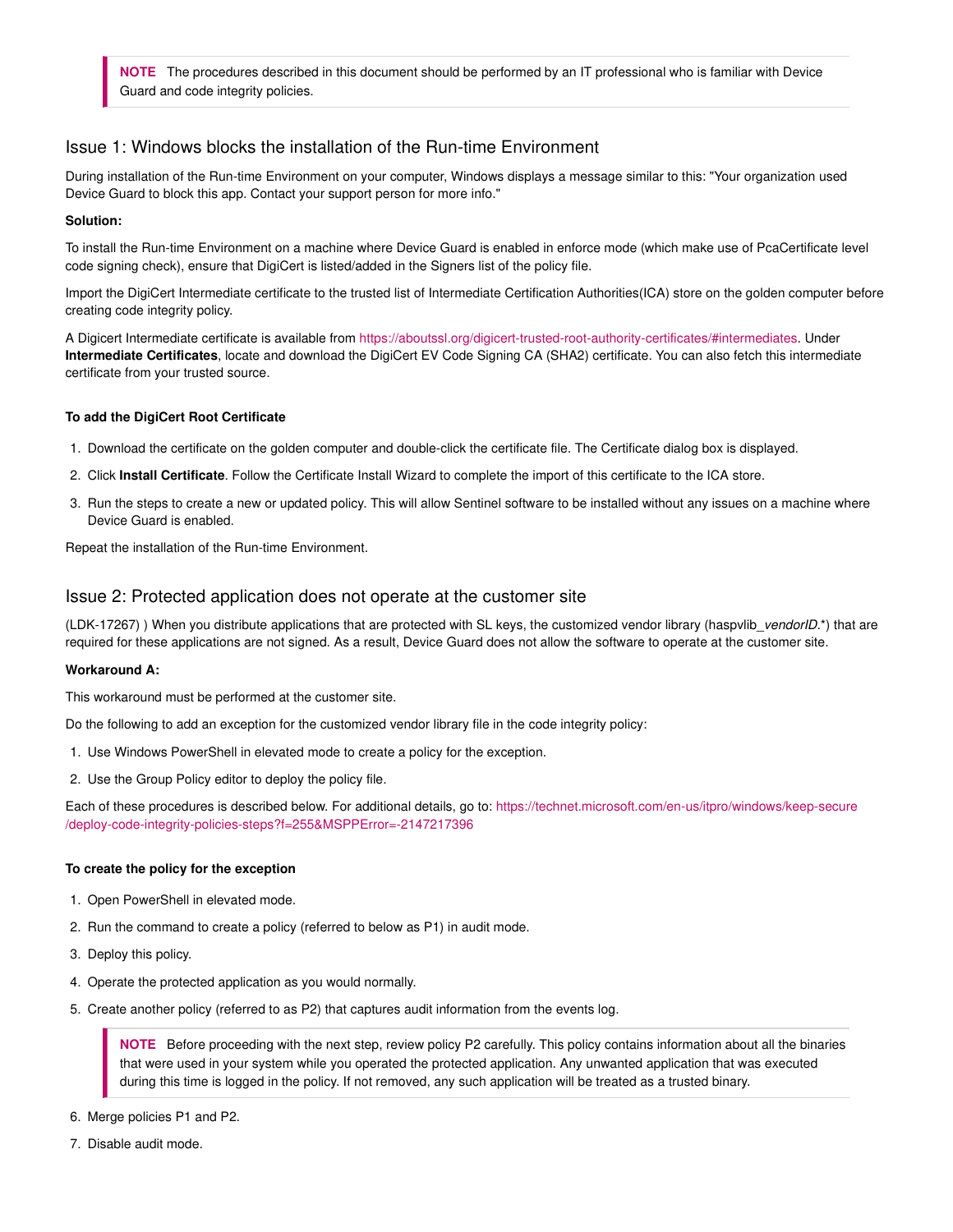> **NOTE** The procedures described in this document should be performed by an IT professional who is familiar with Device Guard and code integrity policies.

## Issue 1: Windows blocks the installation of the Run-time Environment

During installation of the Run-time Environment on your computer, Windows displays a message similar to this: "Your organization used Device Guard to block this app. Contact your support person for more info."

**Solution:**

To install the Run-time Environment on a machine where Device Guard is enabled in enforce mode (which make use of PcaCertificate level code signing check), ensure that DigiCert is listed/added in the Signers list of the policy file.

Import the DigiCert Intermediate certificate to the trusted list of Intermediate Certification Authorities(ICA) store on the golden computer before creating code integrity policy.

A Digicert Intermediate certificate is available from https://aboutssl.org/digicert-trusted-root-authority-certificates/#intermediates. Under **Intermediate Certificates**, locate and download the DigiCert EV Code Signing CA (SHA2) certificate. You can also fetch this intermediate certificate from your trusted source.

#### To add the DigiCert Root Certificate

1. Download the certificate on the golden computer and double-click the certificate file. The Certificate dialog box is displayed.
2. Click **Install Certificate**. Follow the Certificate Install Wizard to complete the import of this certificate to the ICA store.
3. Run the steps to create a new or updated policy. This will allow Sentinel software to be installed without any issues on a machine where Device Guard is enabled.

Repeat the installation of the Run-time Environment.

## Issue 2: Protected application does not operate at the customer site

(LDK-17267) ) When you distribute applications that are protected with SL keys, the customized vendor library (haspvlib_*vendorID*.*) that are required for these applications are not signed. As a result, Device Guard does not allow the software to operate at the customer site.

**Workaround A:**

This workaround must be performed at the customer site.

Do the following to add an exception for the customized vendor library file in the code integrity policy:

1. Use Windows PowerShell in elevated mode to create a policy for the exception.
2. Use the Group Policy editor to deploy the policy file.

Each of these procedures is described below. For additional details, go to: https://technet.microsoft.com/en-us/itpro/windows/keep-secure/deploy-code-integrity-policies-steps?f=255&MSPPError=-2147217396

#### To create the policy for the exception

1. Open PowerShell in elevated mode.
2. Run the command to create a policy (referred to below as P1) in audit mode.
3. Deploy this policy.
4. Operate the protected application as you would normally.
5. Create another policy (referred to as P2) that captures audit information from the events log.

   > **NOTE** Before proceeding with the next step, review policy P2 carefully. This policy contains information about all the binaries that were used in your system while you operated the protected application. Any unwanted application that was executed during this time is logged in the policy. If not removed, any such application will be treated as a trusted binary.

6. Merge policies P1 and P2.
7. Disable audit mode.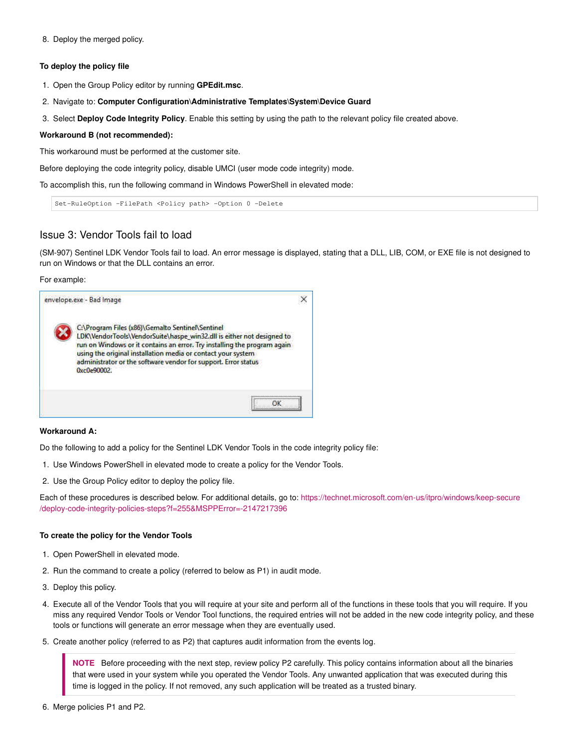8. Deploy the merged policy.

**To deploy the policy file**

1. Open the Group Policy editor by running **GPEdit.msc**.
2. Navigate to: **Computer Configuration\Administrative Templates\System\Device Guard**
3. Select **Deploy Code Integrity Policy**. Enable this setting by using the path to the relevant policy file created above.

**Workaround B (not recommended):**

This workaround must be performed at the customer site.

Before deploying the code integrity policy, disable UMCI (user mode code integrity) mode.

To accomplish this, run the following command in Windows PowerShell in elevated mode:

```
Set-RuleOption -FilePath <Policy path> -Option 0 -Delete
```

## Issue 3: Vendor Tools fail to load

(SM-907) Sentinel LDK Vendor Tools fail to load. An error message is displayed, stating that a DLL, LIB, COM, or EXE file is not designed to run on Windows or that the DLL contains an error.

For example:

> envelope.exe - Bad Image
>
> C:\Program Files (x86)\Gemalto Sentinel\Sentinel LDK\VendorTools\VendorSuite\haspe_win32.dll is either not designed to run on Windows or it contains an error. Try installing the program again using the original installation media or contact your system administrator or the software vendor for support. Error status 0xc0e90002.
>
> OK

**Workaround A:**

Do the following to add a policy for the Sentinel LDK Vendor Tools in the code integrity policy file:

1. Use Windows PowerShell in elevated mode to create a policy for the Vendor Tools.
2. Use the Group Policy editor to deploy the policy file.

Each of these procedures is described below. For additional details, go to: https://technet.microsoft.com/en-us/itpro/windows/keep-secure/deploy-code-integrity-policies-steps?f=255&MSPPError=-2147217396

**To create the policy for the Vendor Tools**

1. Open PowerShell in elevated mode.
2. Run the command to create a policy (referred to below as P1) in audit mode.
3. Deploy this policy.
4. Execute all of the Vendor Tools that you will require at your site and perform all of the functions in these tools that you will require. If you miss any required Vendor Tools or Vendor Tool functions, the required entries will not be added in the new code integrity policy, and these tools or functions will generate an error message when they are eventually used.
5. Create another policy (referred to as P2) that captures audit information from the events log.

> **NOTE** Before proceeding with the next step, review policy P2 carefully. This policy contains information about all the binaries that were used in your system while you operated the Vendor Tools. Any unwanted application that was executed during this time is logged in the policy. If not removed, any such application will be treated as a trusted binary.

6. Merge policies P1 and P2.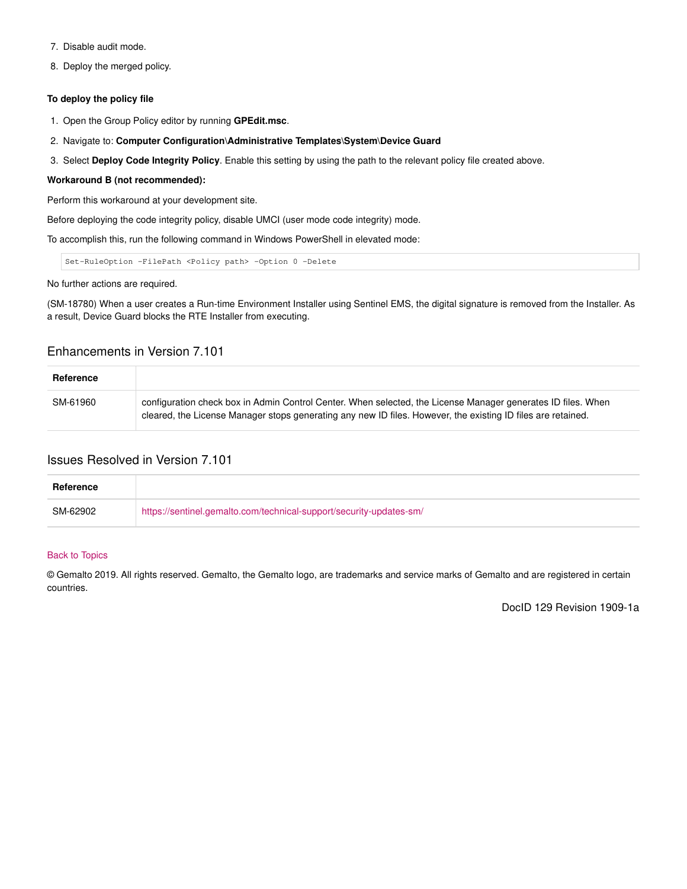7. Disable audit mode.
8. Deploy the merged policy.

**To deploy the policy file**

1. Open the Group Policy editor by running **GPEdit.msc**.
2. Navigate to: **Computer Configuration\Administrative Templates\System\Device Guard**
3. Select **Deploy Code Integrity Policy**. Enable this setting by using the path to the relevant policy file created above.

**Workaround B (not recommended):**

Perform this workaround at your development site.

Before deploying the code integrity policy, disable UMCI (user mode code integrity) mode.

To accomplish this, run the following command in Windows PowerShell in elevated mode:

```
Set-RuleOption -FilePath <Policy path> -Option 0 -Delete
```

No further actions are required.

(SM-18780) When a user creates a Run-time Environment Installer using Sentinel EMS, the digital signature is removed from the Installer. As a result, Device Guard blocks the RTE Installer from executing.

## Enhancements in Version 7.101

| Reference | |
|---|---|
| SM-61960 | configuration check box in Admin Control Center. When selected, the License Manager generates ID files. When cleared, the License Manager stops generating any new ID files. However, the existing ID files are retained. |

## Issues Resolved in Version 7.101

| Reference | |
|---|---|
| SM-62902 | https://sentinel.gemalto.com/technical-support/security-updates-sm/ |

Back to Topics

© Gemalto 2019. All rights reserved. Gemalto, the Gemalto logo, are trademarks and service marks of Gemalto and are registered in certain countries.

DocID 129 Revision 1909-1a